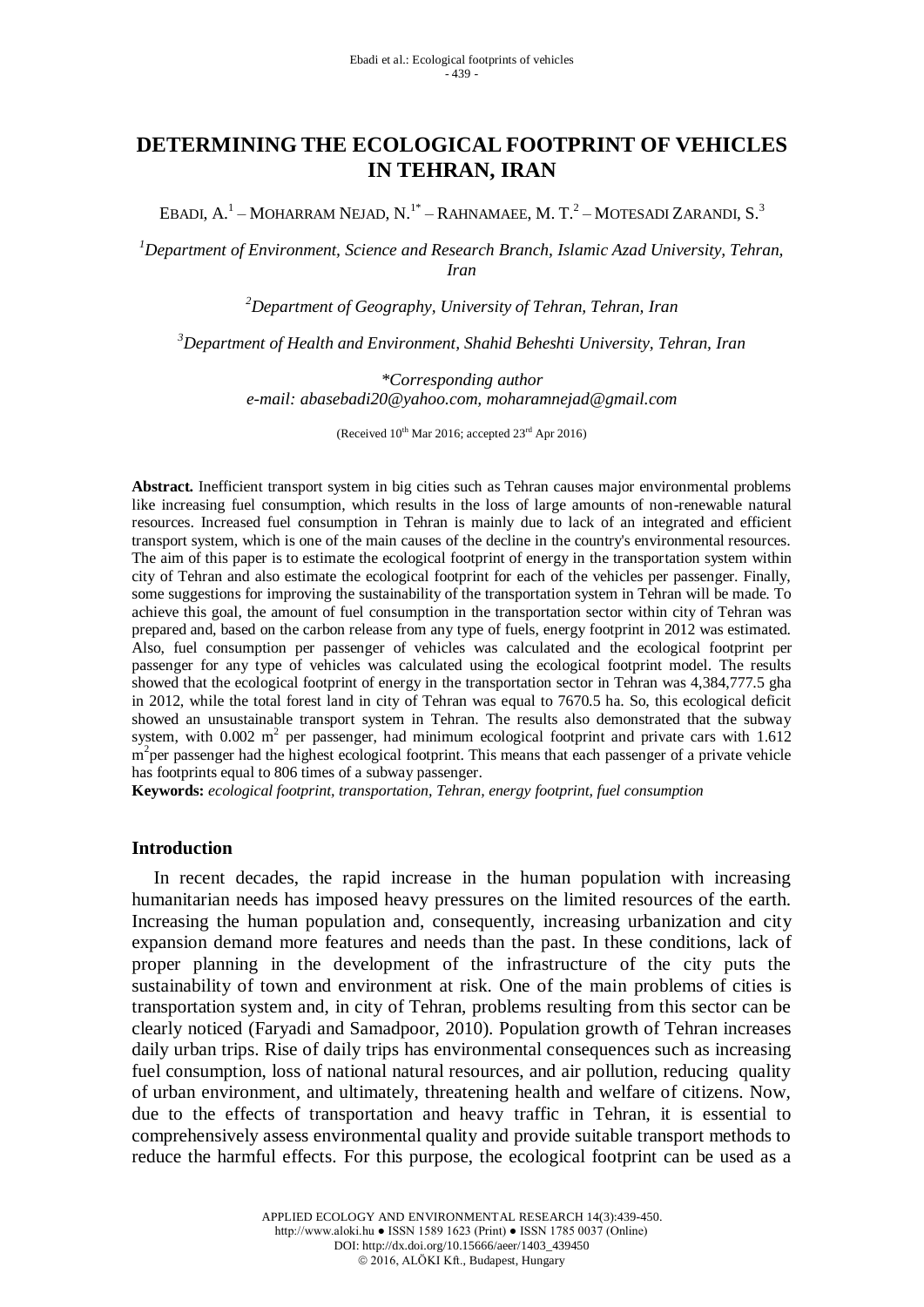# DETERMINING THE ECOLOGICAL FOOTPRINT OF VEHICLES IN TEHRAN, IRAN

EBADI, A.[1] – MOHARRAM NEJAD, N.[1*] – RAHNAMAEE, M. T.[2] – MOTESADI ZARANDI, S.[3]

[1]*Department of Environment, Science and Research Branch, Islamic Azad University, Tehran, Iran*

[2]*Department of Geography, University of Tehran, Tehran, Iran*

[3]*Department of Health and Environment, Shahid Beheshti University, Tehran, Iran*

*\*Corresponding author*
*e-mail: abasebadi20@yahoo.com, moharamnejad@gmail.com*

(Received 10th Mar 2016; accepted 23rd Apr 2016)

**Abstract.** Inefficient transport system in big cities such as Tehran causes major environmental problems like increasing fuel consumption, which results in the loss of large amounts of non-renewable natural resources. Increased fuel consumption in Tehran is mainly due to lack of an integrated and efficient transport system, which is one of the main causes of the decline in the country's environmental resources. The aim of this paper is to estimate the ecological footprint of energy in the transportation system within city of Tehran and also estimate the ecological footprint for each of the vehicles per passenger. Finally, some suggestions for improving the sustainability of the transportation system in Tehran will be made. To achieve this goal, the amount of fuel consumption in the transportation sector within city of Tehran was prepared and, based on the carbon release from any type of fuels, energy footprint in 2012 was estimated. Also, fuel consumption per passenger of vehicles was calculated and the ecological footprint per passenger for any type of vehicles was calculated using the ecological footprint model. The results showed that the ecological footprint of energy in the transportation sector in Tehran was 4,384,777.5 gha in 2012, while the total forest land in city of Tehran was equal to 7670.5 ha. So, this ecological deficit showed an unsustainable transport system in Tehran. The results also demonstrated that the subway system, with 0.002 $m^2$ per passenger, had minimum ecological footprint and private cars with 1.612 $m^2$ per passenger had the highest ecological footprint. This means that each passenger of a private vehicle has footprints equal to 806 times of a subway passenger.

**Keywords:** *ecological footprint, transportation, Tehran, energy footprint, fuel consumption*

## Introduction

In recent decades, the rapid increase in the human population with increasing humanitarian needs has imposed heavy pressures on the limited resources of the earth. Increasing the human population and, consequently, increasing urbanization and city expansion demand more features and needs than the past. In these conditions, lack of proper planning in the development of the infrastructure of the city puts the sustainability of town and environment at risk. One of the main problems of cities is transportation system and, in city of Tehran, problems resulting from this sector can be clearly noticed (Faryadi and Samadpoor, 2010). Population growth of Tehran increases daily urban trips. Rise of daily trips has environmental consequences such as increasing fuel consumption, loss of national natural resources, and air pollution, reducing quality of urban environment, and ultimately, threatening health and welfare of citizens. Now, due to the effects of transportation and heavy traffic in Tehran, it is essential to comprehensively assess environmental quality and provide suitable transport methods to reduce the harmful effects. For this purpose, the ecological footprint can be used as a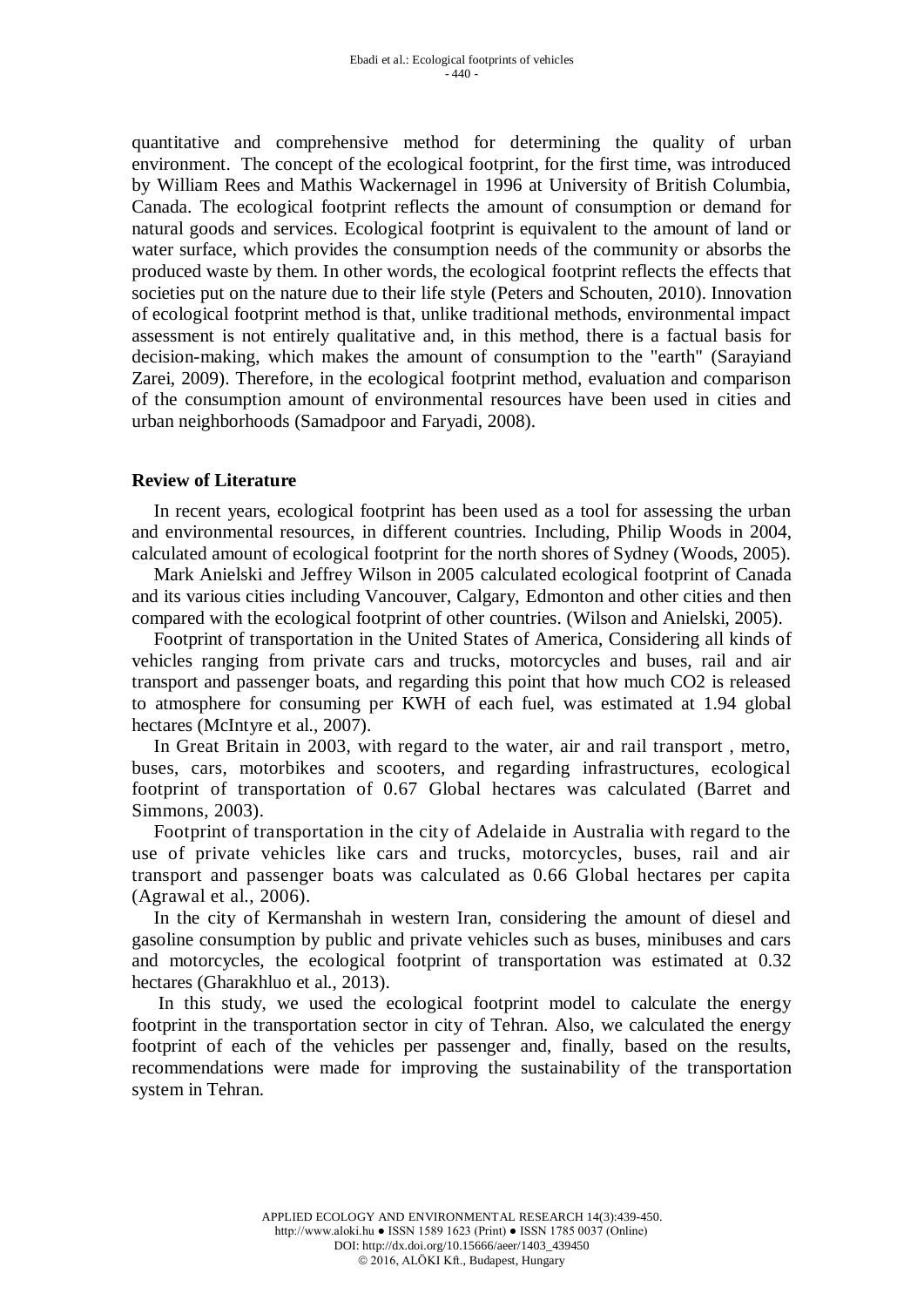quantitative and comprehensive method for determining the quality of urban environment. The concept of the ecological footprint, for the first time, was introduced by William Rees and Mathis Wackernagel in 1996 at University of British Columbia, Canada. The ecological footprint reflects the amount of consumption or demand for natural goods and services. Ecological footprint is equivalent to the amount of land or water surface, which provides the consumption needs of the community or absorbs the produced waste by them. In other words, the ecological footprint reflects the effects that societies put on the nature due to their life style (Peters and Schouten, 2010). Innovation of ecological footprint method is that, unlike traditional methods, environmental impact assessment is not entirely qualitative and, in this method, there is a factual basis for decision-making, which makes the amount of consumption to the "earth" (Sarayiand Zarei, 2009). Therefore, in the ecological footprint method, evaluation and comparison of the consumption amount of environmental resources have been used in cities and urban neighborhoods (Samadpoor and Faryadi, 2008).

## Review of Literature

In recent years, ecological footprint has been used as a tool for assessing the urban and environmental resources, in different countries. Including, Philip Woods in 2004, calculated amount of ecological footprint for the north shores of Sydney (Woods, 2005).

Mark Anielski and Jeffrey Wilson in 2005 calculated ecological footprint of Canada and its various cities including Vancouver, Calgary, Edmonton and other cities and then compared with the ecological footprint of other countries. (Wilson and Anielski, 2005).

Footprint of transportation in the United States of America, Considering all kinds of vehicles ranging from private cars and trucks, motorcycles and buses, rail and air transport and passenger boats, and regarding this point that how much $CO_2$ is released to atmosphere for consuming per KWH of each fuel, was estimated at 1.94 global hectares (McIntyre et al., 2007).

In Great Britain in 2003, with regard to the water, air and rail transport , metro, buses, cars, motorbikes and scooters, and regarding infrastructures, ecological footprint of transportation of 0.67 Global hectares was calculated (Barret and Simmons, 2003).

Footprint of transportation in the city of Adelaide in Australia with regard to the use of private vehicles like cars and trucks, motorcycles, buses, rail and air transport and passenger boats was calculated as 0.66 Global hectares per capita (Agrawal et al., 2006).

In the city of Kermanshah in western Iran, considering the amount of diesel and gasoline consumption by public and private vehicles such as buses, minibuses and cars and motorcycles, the ecological footprint of transportation was estimated at 0.32 hectares (Gharakhluo et al., 2013).

In this study, we used the ecological footprint model to calculate the energy footprint in the transportation sector in city of Tehran. Also, we calculated the energy footprint of each of the vehicles per passenger and, finally, based on the results, recommendations were made for improving the sustainability of the transportation system in Tehran.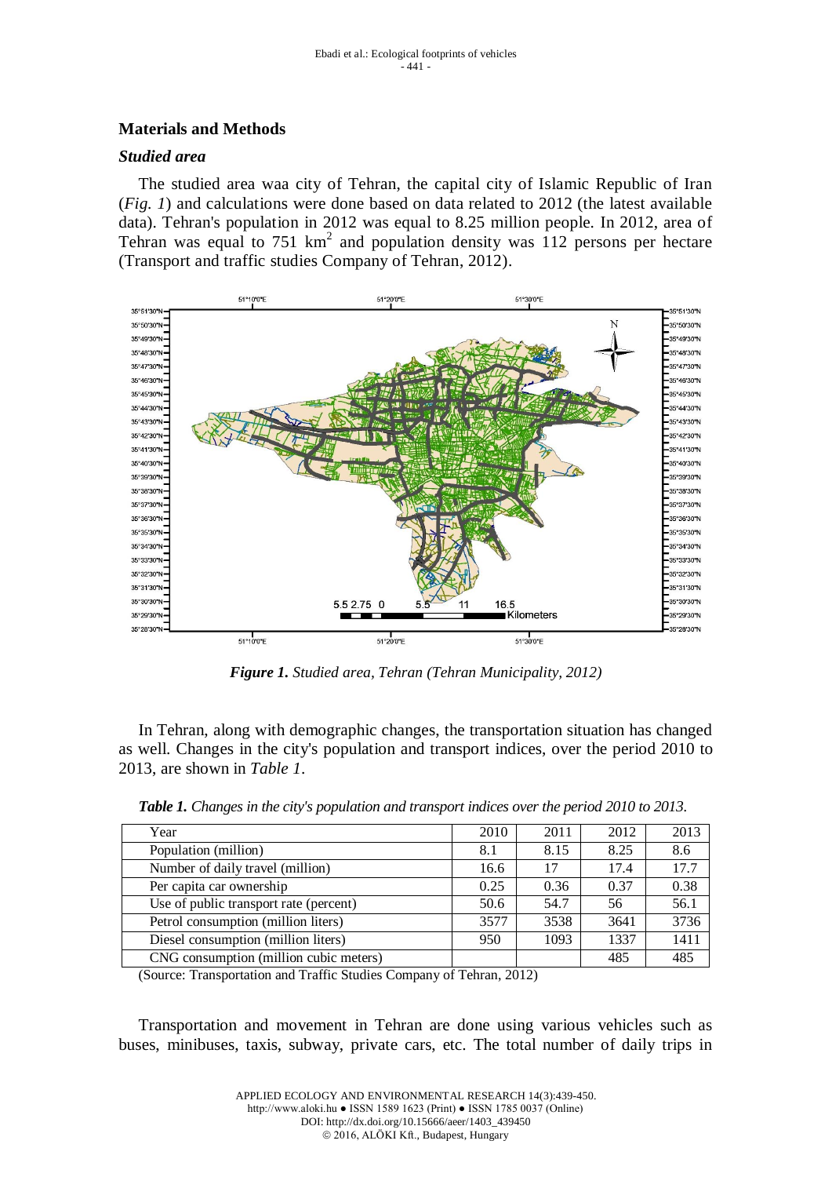## Materials and Methods

### *Studied area*

The studied area waa city of Tehran, the capital city of Islamic Republic of Iran (*Fig. 1*) and calculations were done based on data related to 2012 (the latest available data). Tehran's population in 2012 was equal to 8.25 million people. In 2012, area of Tehran was equal to 751 $km^2$ and population density was 112 persons per hectare (Transport and traffic studies Company of Tehran, 2012).

***Figure 1.*** *Studied area, Tehran (Tehran Municipality, 2012)*

In Tehran, along with demographic changes, the transportation situation has changed as well. Changes in the city's population and transport indices, over the period 2010 to 2013, are shown in *Table 1*.

***Table 1.*** *Changes in the city's population and transport indices over the period 2010 to 2013.*

| Year | 2010 | 2011 | 2012 | 2013 |
|---|---|---|---|---|
| Population (million) | 8.1 | 8.15 | 8.25 | 8.6 |
| Number of daily travel (million) | 16.6 | 17 | 17.4 | 17.7 |
| Per capita car ownership | 0.25 | 0.36 | 0.37 | 0.38 |
| Use of public transport rate (percent) | 50.6 | 54.7 | 56 | 56.1 |
| Petrol consumption (million liters) | 3577 | 3538 | 3641 | 3736 |
| Diesel consumption (million liters) | 950 | 1093 | 1337 | 1411 |
| CNG consumption (million cubic meters) | | | 485 | 485 |

(Source: Transportation and Traffic Studies Company of Tehran, 2012)

Transportation and movement in Tehran are done using various vehicles such as buses, minibuses, taxis, subway, private cars, etc. The total number of daily trips in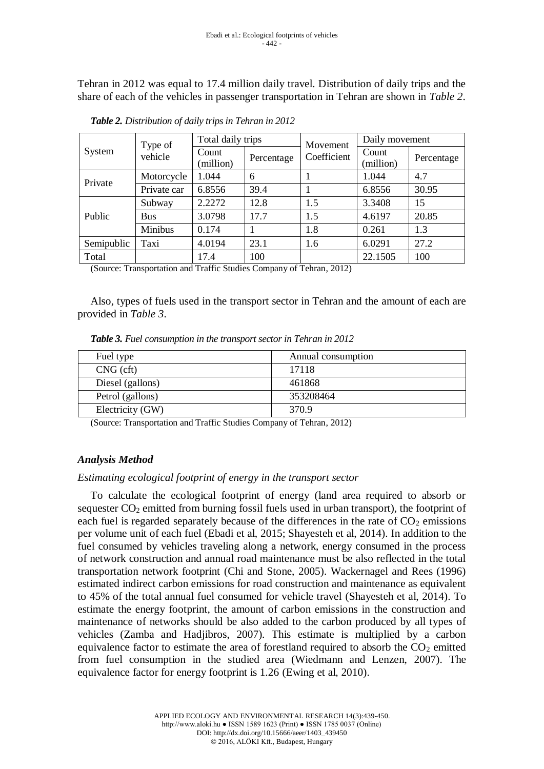Tehran in 2012 was equal to 17.4 million daily travel. Distribution of daily trips and the share of each of the vehicles in passenger transportation in Tehran are shown in *Table 2*.

***Table 2.*** *Distribution of daily trips in Tehran in 2012*

| System | Type of vehicle | Total daily trips | | Movement Coefficient | Daily movement | |
|---|---|---|---|---|---|---|
| | | Count (million) | Percentage | | Count (million) | Percentage |
| Private | Motorcycle | 1.044 | 6 | 1 | 1.044 | 4.7 |
| | Private car | 6.8556 | 39.4 | 1 | 6.8556 | 30.95 |
| Public | Subway | 2.2272 | 12.8 | 1.5 | 3.3408 | 15 |
| | Bus | 3.0798 | 17.7 | 1.5 | 4.6197 | 20.85 |
| | Minibus | 0.174 | 1 | 1.8 | 0.261 | 1.3 |
| Semipublic | Taxi | 4.0194 | 23.1 | 1.6 | 6.0291 | 27.2 |
| Total | | 17.4 | 100 | | 22.1505 | 100 |

(Source: Transportation and Traffic Studies Company of Tehran, 2012)

Also, types of fuels used in the transport sector in Tehran and the amount of each are provided in *Table 3*.

***Table 3.*** *Fuel consumption in the transport sector in Tehran in 2012*

| Fuel type | Annual consumption |
|---|---|
| CNG (cft) | 17118 |
| Diesel (gallons) | 461868 |
| Petrol (gallons) | 353208464 |
| Electricity (GW) | 370.9 |

(Source: Transportation and Traffic Studies Company of Tehran, 2012)

### *Analysis Method*

*Estimating ecological footprint of energy in the transport sector*

To calculate the ecological footprint of energy (land area required to absorb or sequester $CO_2$ emitted from burning fossil fuels used in urban transport), the footprint of each fuel is regarded separately because of the differences in the rate of $CO_2$ emissions per volume unit of each fuel (Ebadi et al, 2015; Shayesteh et al, 2014). In addition to the fuel consumed by vehicles traveling along a network, energy consumed in the process of network construction and annual road maintenance must be also reflected in the total transportation network footprint (Chi and Stone, 2005). Wackernagel and Rees (1996) estimated indirect carbon emissions for road construction and maintenance as equivalent to 45% of the total annual fuel consumed for vehicle travel (Shayesteh et al, 2014). To estimate the energy footprint, the amount of carbon emissions in the construction and maintenance of networks should be also added to the carbon produced by all types of vehicles (Zamba and Hadjibros, 2007). This estimate is multiplied by a carbon equivalence factor to estimate the area of forestland required to absorb the $CO_2$ emitted from fuel consumption in the studied area (Wiedmann and Lenzen, 2007). The equivalence factor for energy footprint is 1.26 (Ewing et al, 2010).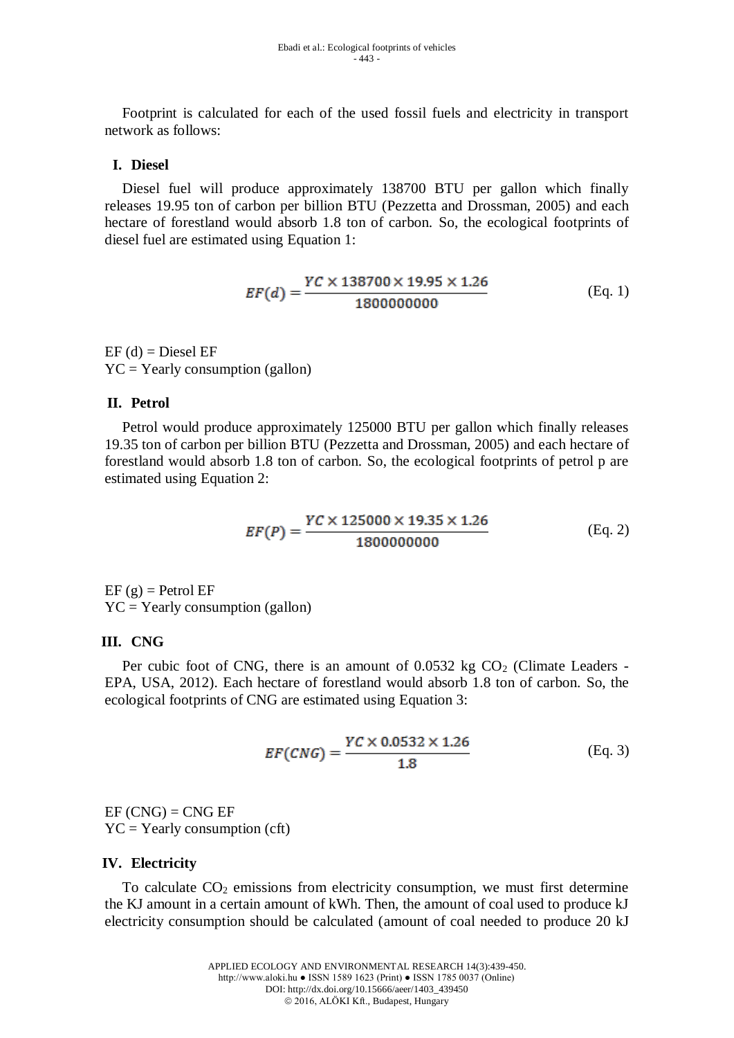Footprint is calculated for each of the used fossil fuels and electricity in transport network as follows:

### I. Diesel

Diesel fuel will produce approximately 138700 BTU per gallon which finally releases 19.95 ton of carbon per billion BTU (Pezzetta and Drossman, 2005) and each hectare of forestland would absorb 1.8 ton of carbon. So, the ecological footprints of diesel fuel are estimated using Equation 1:

$$EF(d) = \frac{YC \times 138700 \times 19.95 \times 1.26}{1800000000} \tag{Eq. 1}$$

EF (d) = Diesel EF
YC = Yearly consumption (gallon)

### II. Petrol

Petrol would produce approximately 125000 BTU per gallon which finally releases 19.35 ton of carbon per billion BTU (Pezzetta and Drossman, 2005) and each hectare of forestland would absorb 1.8 ton of carbon. So, the ecological footprints of petrol p are estimated using Equation 2:

$$EF(P) = \frac{YC \times 125000 \times 19.35 \times 1.26}{1800000000} \tag{Eq. 2}$$

EF (g) = Petrol EF
YC = Yearly consumption (gallon)

### III. CNG

Per cubic foot of CNG, there is an amount of 0.0532 kg $CO_2$ (Climate Leaders - EPA, USA, 2012). Each hectare of forestland would absorb 1.8 ton of carbon. So, the ecological footprints of CNG are estimated using Equation 3:

$$EF(CNG) = \frac{YC \times 0.0532 \times 1.26}{1.8} \tag{Eq. 3}$$

EF (CNG) = CNG EF
YC = Yearly consumption (cft)

### IV. Electricity

To calculate $CO_2$ emissions from electricity consumption, we must first determine the KJ amount in a certain amount of kWh. Then, the amount of coal used to produce kJ electricity consumption should be calculated (amount of coal needed to produce 20 kJ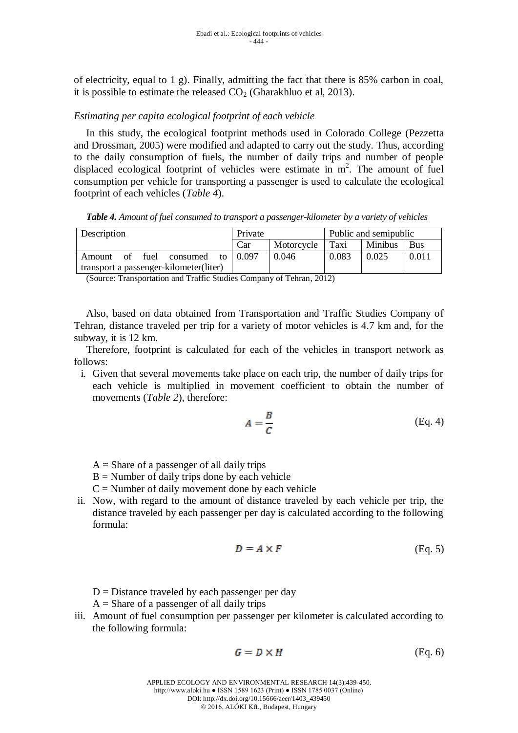of electricity, equal to 1 g). Finally, admitting the fact that there is 85% carbon in coal, it is possible to estimate the released $CO_2$ (Gharakhluo et al, 2013).

*Estimating per capita ecological footprint of each vehicle*

In this study, the ecological footprint methods used in Colorado College (Pezzetta and Drossman, 2005) were modified and adapted to carry out the study. Thus, according to the daily consumption of fuels, the number of daily trips and number of people displaced ecological footprint of vehicles were estimate in $m^2$. The amount of fuel consumption per vehicle for transporting a passenger is used to calculate the ecological footprint of each vehicles (*Table 4*).

***Table 4.*** *Amount of fuel consumed to transport a passenger-kilometer by a variety of vehicles*

| Description | Private | | Public and semipublic | | |
|---|---|---|---|---|---|
| | Car | Motorcycle | Taxi | Minibus | Bus |
| Amount of fuel consumed to transport a passenger-kilometer(liter) | 0.097 | 0.046 | 0.083 | 0.025 | 0.011 |

(Source: Transportation and Traffic Studies Company of Tehran, 2012)

Also, based on data obtained from Transportation and Traffic Studies Company of Tehran, distance traveled per trip for a variety of motor vehicles is 4.7 km and, for the subway, it is 12 km.

Therefore, footprint is calculated for each of the vehicles in transport network as follows:

i. Given that several movements take place on each trip, the number of daily trips for each vehicle is multiplied in movement coefficient to obtain the number of movements (*Table 2*), therefore:

$$A = \frac{B}{C} \quad \text{(Eq. 4)}$$

A = Share of a passenger of all daily trips
B = Number of daily trips done by each vehicle
C = Number of daily movement done by each vehicle

ii. Now, with regard to the amount of distance traveled by each vehicle per trip, the distance traveled by each passenger per day is calculated according to the following formula:

$$D = A \times F \quad \text{(Eq. 5)}$$

D = Distance traveled by each passenger per day
A = Share of a passenger of all daily trips

iii. Amount of fuel consumption per passenger per kilometer is calculated according to the following formula:

$$G = D \times H \quad \text{(Eq. 6)}$$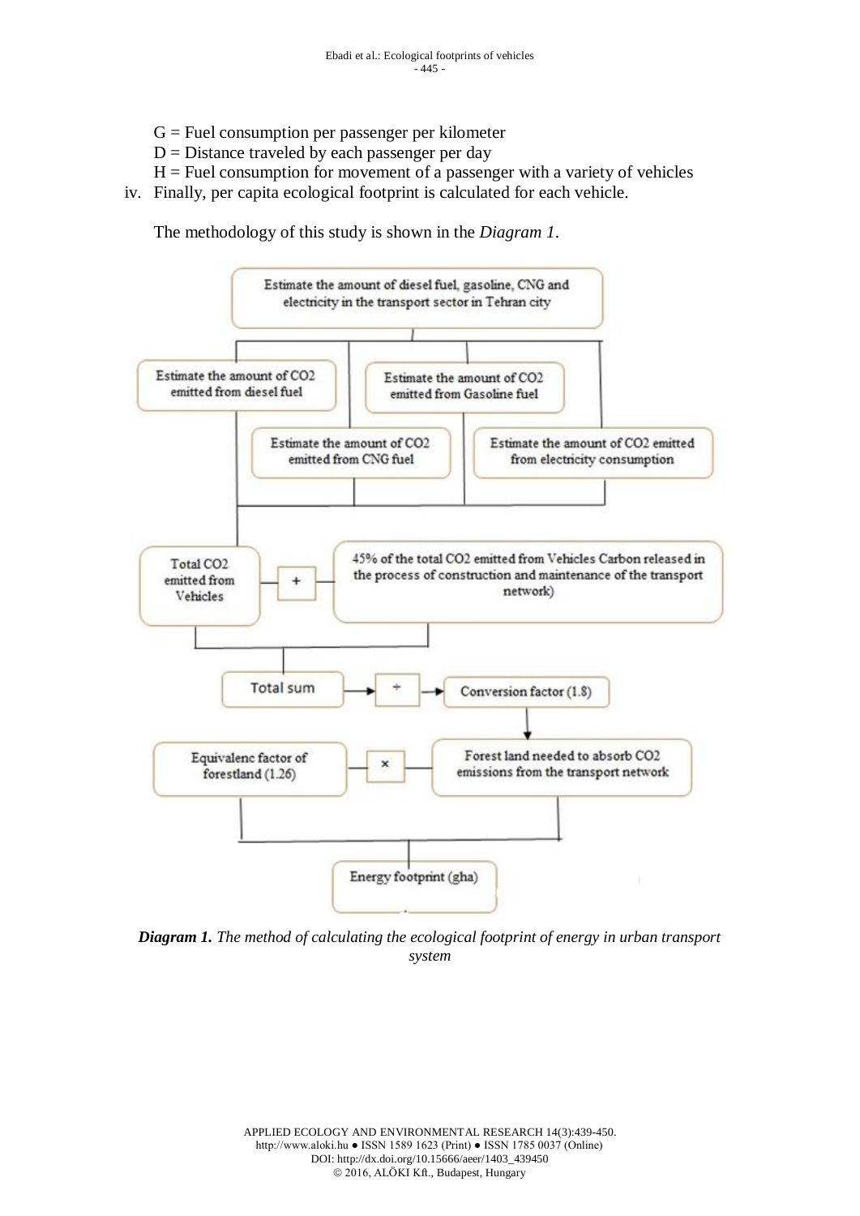G = Fuel consumption per passenger per kilometer

D = Distance traveled by each passenger per day

H = Fuel consumption for movement of a passenger with a variety of vehicles

iv. Finally, per capita ecological footprint is calculated for each vehicle.

The methodology of this study is shown in the *Diagram 1*.

Estimate the amount of diesel fuel, gasoline, CNG and electricity in the transport sector in Tehran city

Estimate the amount of CO2 emitted from diesel fuel

Estimate the amount of CO2 emitted from Gasoline fuel

Estimate the amount of CO2 emitted from CNG fuel

Estimate the amount of CO2 emitted from electricity consumption

Total CO2 emitted from Vehicles + 45% of the total CO2 emitted from Vehicles Carbon released in the process of construction and maintenance of the transport network)

Total sum ÷ Conversion factor (1.8)

Forest land needed to absorb CO2 emissions from the transport network × Equivalenc factor of forestland (1.26)

Energy footprint (gha)

***Diagram 1.*** *The method of calculating the ecological footprint of energy in urban transport system*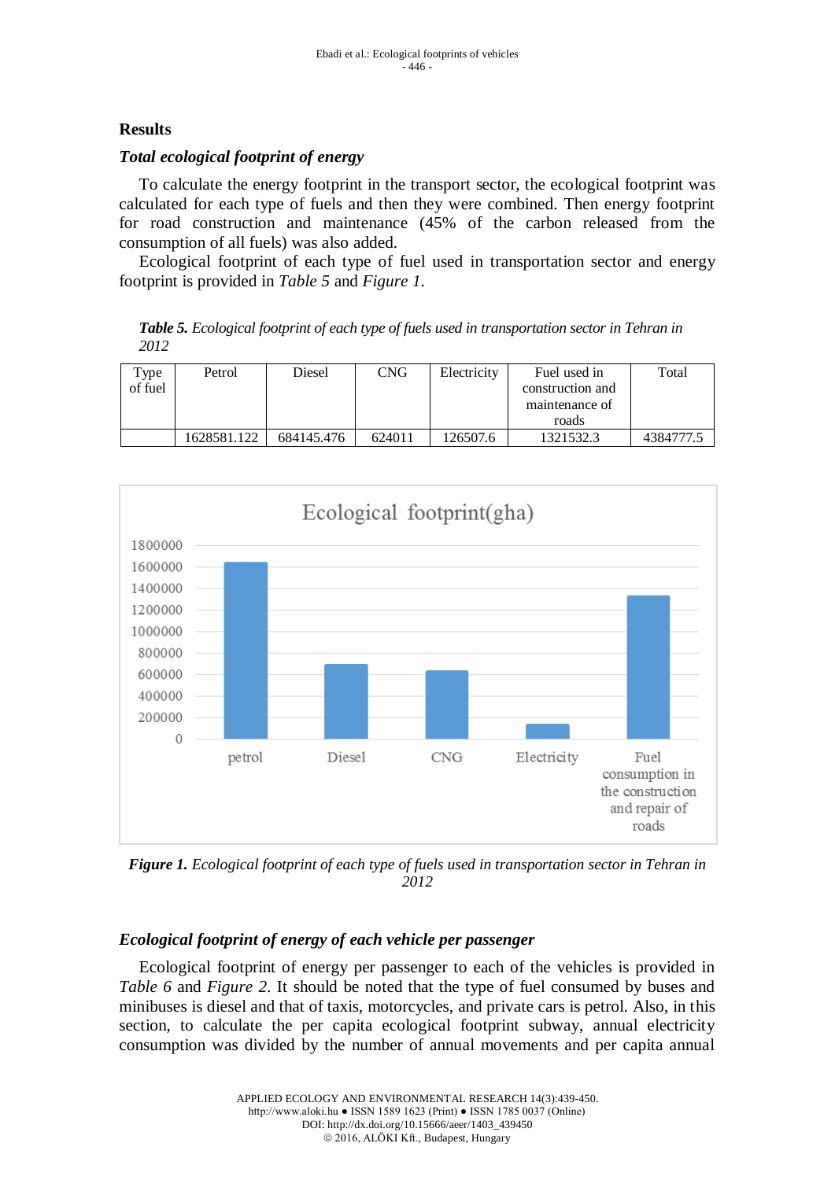## Results

### *Total ecological footprint of energy*

To calculate the energy footprint in the transport sector, the ecological footprint was calculated for each type of fuels and then they were combined. Then energy footprint for road construction and maintenance (45% of the carbon released from the consumption of all fuels) was also added.

Ecological footprint of each type of fuel used in transportation sector and energy footprint is provided in *Table 5* and *Figure 1*.

***Table 5.*** *Ecological footprint of each type of fuels used in transportation sector in Tehran in 2012*

| Type of fuel | Petrol | Diesel | CNG | Electricity | Fuel used in construction and maintenance of roads | Total |
|---|---|---|---|---|---|---|
| | 1628581.122 | 684145.476 | 624011 | 126507.6 | 1321532.3 | 4384777.5 |

***Figure 1.*** *Ecological footprint of each type of fuels used in transportation sector in Tehran in 2012*

### *Ecological footprint of energy of each vehicle per passenger*

Ecological footprint of energy per passenger to each of the vehicles is provided in *Table 6* and *Figure 2*. It should be noted that the type of fuel consumed by buses and minibuses is diesel and that of taxis, motorcycles, and private cars is petrol. Also, in this section, to calculate the per capita ecological footprint subway, annual electricity consumption was divided by the number of annual movements and per capita annual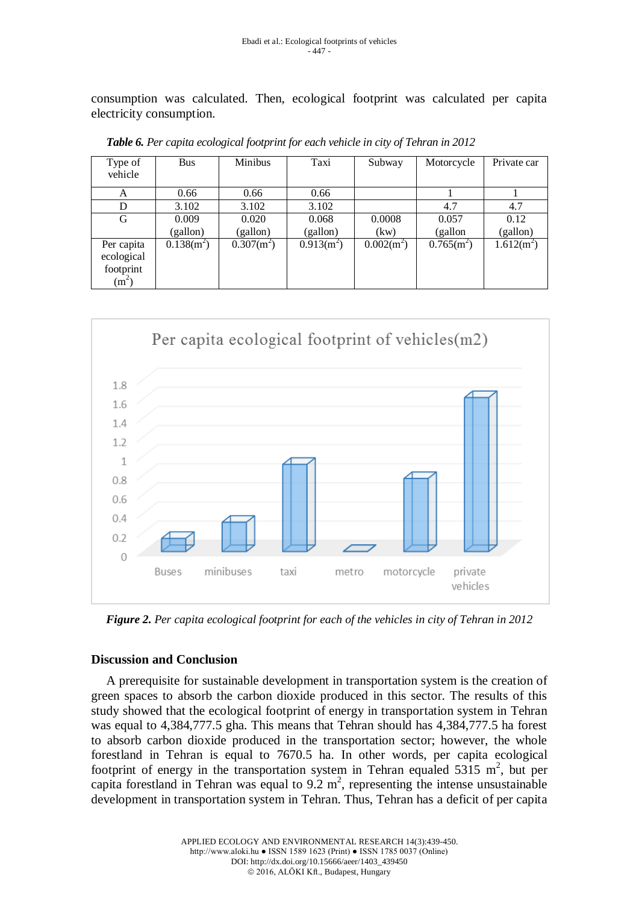consumption was calculated. Then, ecological footprint was calculated per capita electricity consumption.

***Table 6.*** *Per capita ecological footprint for each vehicle in city of Tehran in 2012*

| Type of vehicle | Bus | Minibus | Taxi | Subway | Motorcycle | Private car |
|---|---|---|---|---|---|---|
| A | 0.66 | 0.66 | 0.66 | | 1 | 1 |
| D | 3.102 | 3.102 | 3.102 | | 4.7 | 4.7 |
| G | 0.009 (gallon) | 0.020 (gallon) | 0.068 (gallon) | 0.0008 (kw) | 0.057 (gallon | 0.12 (gallon) |
| Per capita ecological footprint ($m^2$) | 0.138($m^2$) | 0.307($m^2$) | 0.913($m^2$) | 0.002($m^2$) | 0.765($m^2$) | 1.612($m^2$) |

***Figure 2.*** *Per capita ecological footprint for each of the vehicles in city of Tehran in 2012*

## Discussion and Conclusion

A prerequisite for sustainable development in transportation system is the creation of green spaces to absorb the carbon dioxide produced in this sector. The results of this study showed that the ecological footprint of energy in transportation system in Tehran was equal to 4,384,777.5 gha. This means that Tehran should has 4,384,777.5 ha forest to absorb carbon dioxide produced in the transportation sector; however, the whole forestland in Tehran is equal to 7670.5 ha. In other words, per capita ecological footprint of energy in the transportation system in Tehran equaled 5315 $m^2$, but per capita forestland in Tehran was equal to 9.2 $m^2$, representing the intense unsustainable development in transportation system in Tehran. Thus, Tehran has a deficit of per capita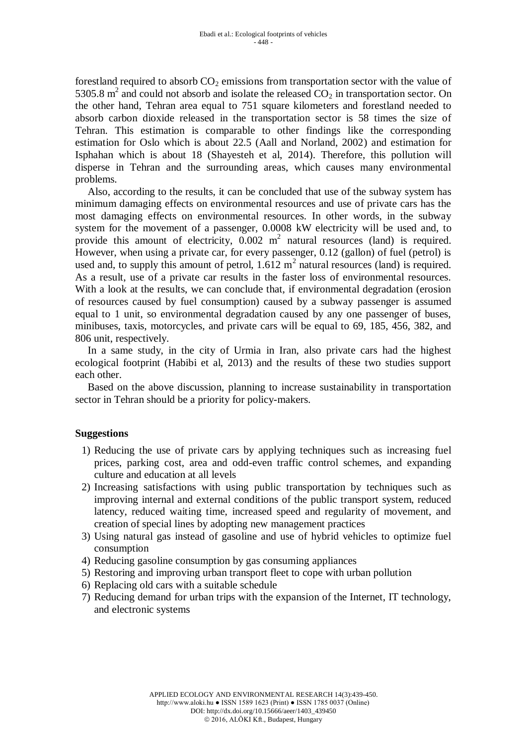forestland required to absorb $CO_2$ emissions from transportation sector with the value of 5305.8 $m^2$ and could not absorb and isolate the released $CO_2$ in transportation sector. On the other hand, Tehran area equal to 751 square kilometers and forestland needed to absorb carbon dioxide released in the transportation sector is 58 times the size of Tehran. This estimation is comparable to other findings like the corresponding estimation for Oslo which is about 22.5 (Aall and Norland, 2002) and estimation for Isphahan which is about 18 (Shayesteh et al, 2014). Therefore, this pollution will disperse in Tehran and the surrounding areas, which causes many environmental problems.

Also, according to the results, it can be concluded that use of the subway system has minimum damaging effects on environmental resources and use of private cars has the most damaging effects on environmental resources. In other words, in the subway system for the movement of a passenger, 0.0008 kW electricity will be used and, to provide this amount of electricity, 0.002 $m^2$ natural resources (land) is required. However, when using a private car, for every passenger, 0.12 (gallon) of fuel (petrol) is used and, to supply this amount of petrol, 1.612 $m^2$ natural resources (land) is required. As a result, use of a private car results in the faster loss of environmental resources. With a look at the results, we can conclude that, if environmental degradation (erosion of resources caused by fuel consumption) caused by a subway passenger is assumed equal to 1 unit, so environmental degradation caused by any one passenger of buses, minibuses, taxis, motorcycles, and private cars will be equal to 69, 185, 456, 382, and 806 unit, respectively.

In a same study, in the city of Urmia in Iran, also private cars had the highest ecological footprint (Habibi et al, 2013) and the results of these two studies support each other.

Based on the above discussion, planning to increase sustainability in transportation sector in Tehran should be a priority for policy-makers.

## Suggestions

1) Reducing the use of private cars by applying techniques such as increasing fuel prices, parking cost, area and odd-even traffic control schemes, and expanding culture and education at all levels
2) Increasing satisfactions with using public transportation by techniques such as improving internal and external conditions of the public transport system, reduced latency, reduced waiting time, increased speed and regularity of movement, and creation of special lines by adopting new management practices
3) Using natural gas instead of gasoline and use of hybrid vehicles to optimize fuel consumption
4) Reducing gasoline consumption by gas consuming appliances
5) Restoring and improving urban transport fleet to cope with urban pollution
6) Replacing old cars with a suitable schedule
7) Reducing demand for urban trips with the expansion of the Internet, IT technology, and electronic systems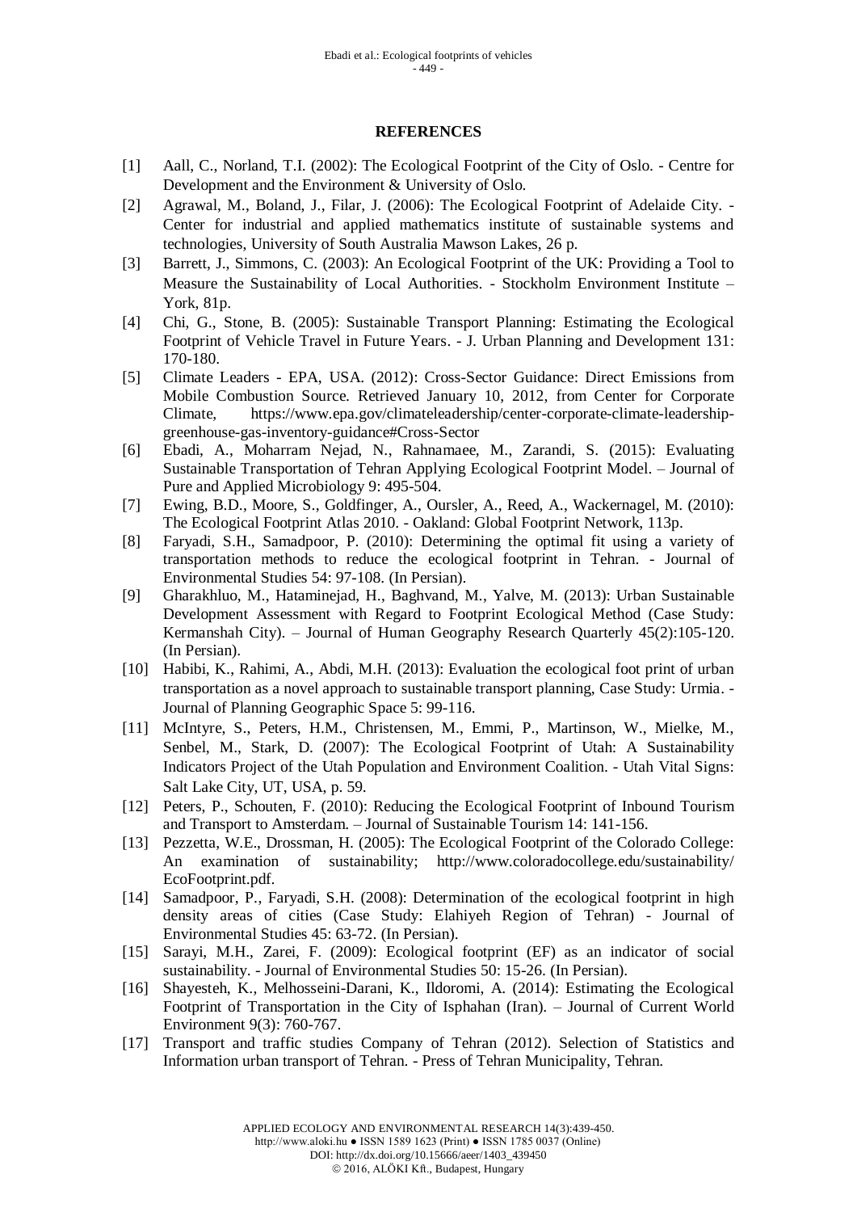## REFERENCES

[1] Aall, C., Norland, T.I. (2002): The Ecological Footprint of the City of Oslo. - Centre for Development and the Environment & University of Oslo.

[2] Agrawal, M., Boland, J., Filar, J. (2006): The Ecological Footprint of Adelaide City. - Center for industrial and applied mathematics institute of sustainable systems and technologies, University of South Australia Mawson Lakes, 26 p.

[3] Barrett, J., Simmons, C. (2003): An Ecological Footprint of the UK: Providing a Tool to Measure the Sustainability of Local Authorities. - Stockholm Environment Institute – York, 81p.

[4] Chi, G., Stone, B. (2005): Sustainable Transport Planning: Estimating the Ecological Footprint of Vehicle Travel in Future Years. - J. Urban Planning and Development 131: 170-180.

[5] Climate Leaders - EPA, USA. (2012): Cross-Sector Guidance: Direct Emissions from Mobile Combustion Source. Retrieved January 10, 2012, from Center for Corporate Climate, https://www.epa.gov/climateleadership/center-corporate-climate-leadership-greenhouse-gas-inventory-guidance#Cross-Sector

[6] Ebadi, A., Moharram Nejad, N., Rahnamaee, M., Zarandi, S. (2015): Evaluating Sustainable Transportation of Tehran Applying Ecological Footprint Model. – Journal of Pure and Applied Microbiology 9: 495-504.

[7] Ewing, B.D., Moore, S., Goldfinger, A., Oursler, A., Reed, A., Wackernagel, M. (2010): The Ecological Footprint Atlas 2010. - Oakland: Global Footprint Network, 113p.

[8] Faryadi, S.H., Samadpoor, P. (2010): Determining the optimal fit using a variety of transportation methods to reduce the ecological footprint in Tehran. - Journal of Environmental Studies 54: 97-108. (In Persian).

[9] Gharakhluo, M., Hataminejad, H., Baghvand, M., Yalve, M. (2013): Urban Sustainable Development Assessment with Regard to Footprint Ecological Method (Case Study: Kermanshah City). – Journal of Human Geography Research Quarterly 45(2):105-120. (In Persian).

[10] Habibi, K., Rahimi, A., Abdi, M.H. (2013): Evaluation the ecological foot print of urban transportation as a novel approach to sustainable transport planning, Case Study: Urmia. - Journal of Planning Geographic Space 5: 99-116.

[11] McIntyre, S., Peters, H.M., Christensen, M., Emmi, P., Martinson, W., Mielke, M., Senbel, M., Stark, D. (2007): The Ecological Footprint of Utah: A Sustainability Indicators Project of the Utah Population and Environment Coalition. - Utah Vital Signs: Salt Lake City, UT, USA, p. 59.

[12] Peters, P., Schouten, F. (2010): Reducing the Ecological Footprint of Inbound Tourism and Transport to Amsterdam. – Journal of Sustainable Tourism 14: 141-156.

[13] Pezzetta, W.E., Drossman, H. (2005): The Ecological Footprint of the Colorado College: An examination of sustainability; http://www.coloradocollege.edu/sustainability/EcoFootprint.pdf.

[14] Samadpoor, P., Faryadi, S.H. (2008): Determination of the ecological footprint in high density areas of cities (Case Study: Elahiyeh Region of Tehran) - Journal of Environmental Studies 45: 63-72. (In Persian).

[15] Sarayi, M.H., Zarei, F. (2009): Ecological footprint (EF) as an indicator of social sustainability. - Journal of Environmental Studies 50: 15-26. (In Persian).

[16] Shayesteh, K., Melhosseini-Darani, K., Ildoromi, A. (2014): Estimating the Ecological Footprint of Transportation in the City of Isphahan (Iran). – Journal of Current World Environment 9(3): 760-767.

[17] Transport and traffic studies Company of Tehran (2012). Selection of Statistics and Information urban transport of Tehran. - Press of Tehran Municipality, Tehran.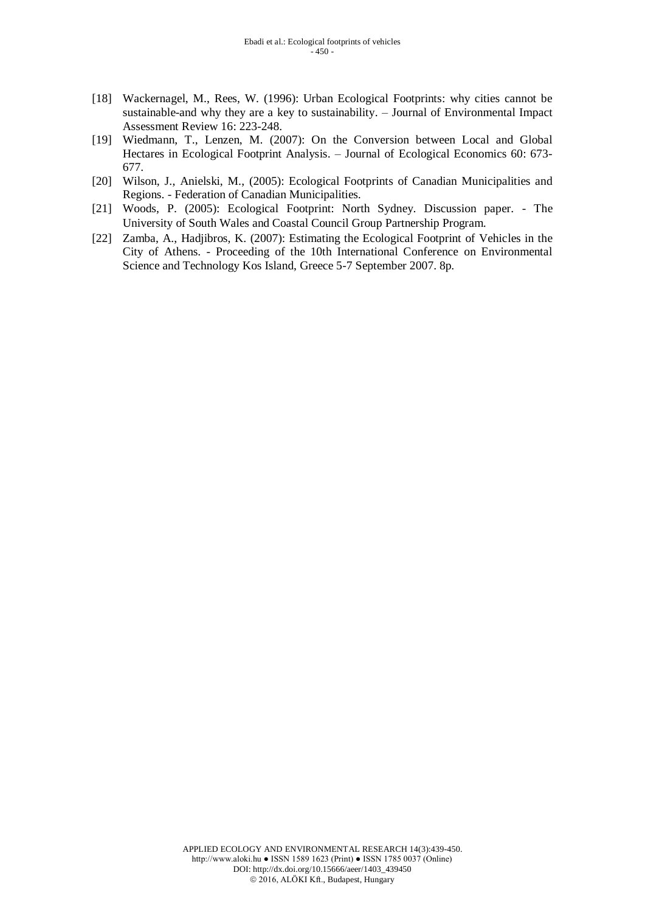[18] Wackernagel, M., Rees, W. (1996): Urban Ecological Footprints: why cities cannot be sustainable-and why they are a key to sustainability. – Journal of Environmental Impact Assessment Review 16: 223-248.

[19] Wiedmann, T., Lenzen, M. (2007): On the Conversion between Local and Global Hectares in Ecological Footprint Analysis. – Journal of Ecological Economics 60: 673-677.

[20] Wilson, J., Anielski, M., (2005): Ecological Footprints of Canadian Municipalities and Regions. - Federation of Canadian Municipalities.

[21] Woods, P. (2005): Ecological Footprint: North Sydney. Discussion paper. - The University of South Wales and Coastal Council Group Partnership Program.

[22] Zamba, A., Hadjibros, K. (2007): Estimating the Ecological Footprint of Vehicles in the City of Athens. - Proceeding of the 10th International Conference on Environmental Science and Technology Kos Island, Greece 5-7 September 2007. 8p.